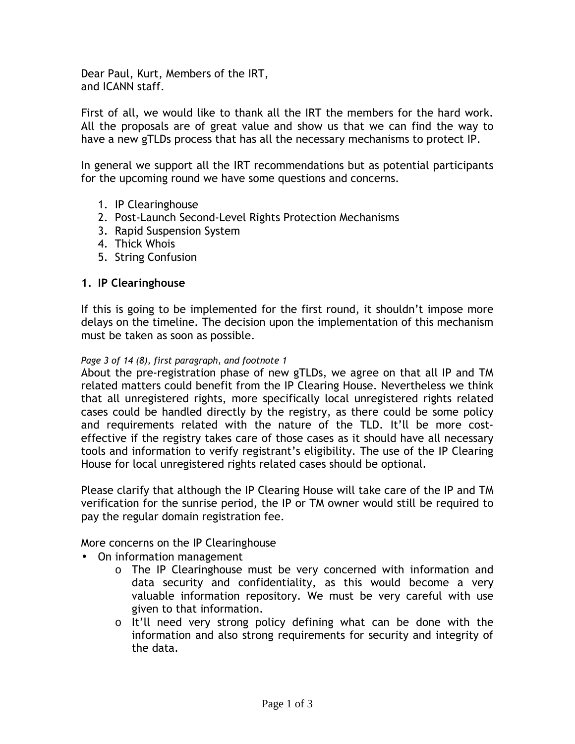Dear Paul, Kurt, Members of the IRT,
and ICANN staff.

First of all, we would like to thank all the IRT the members for the hard work. All the proposals are of great value and show us that we can find the way to have a new gTLDs process that has all the necessary mechanisms to protect IP.

In general we support all the IRT recommendations but as potential participants for the upcoming round we have some questions and concerns.

1. IP Clearinghouse
2. Post-Launch Second-Level Rights Protection Mechanisms
3. Rapid Suspension System
4. Thick Whois
5. String Confusion

## 1. IP Clearinghouse

If this is going to be implemented for the first round, it shouldn't impose more delays on the timeline. The decision upon the implementation of this mechanism must be taken as soon as possible.

*Page 3 of 14 (8), first paragraph, and footnote 1*

About the pre-registration phase of new gTLDs, we agree on that all IP and TM related matters could benefit from the IP Clearing House. Nevertheless we think that all unregistered rights, more specifically local unregistered rights related cases could be handled directly by the registry, as there could be some policy and requirements related with the nature of the TLD. It'll be more cost-effective if the registry takes care of those cases as it should have all necessary tools and information to verify registrant's eligibility. The use of the IP Clearing House for local unregistered rights related cases should be optional.

Please clarify that although the IP Clearing House will take care of the IP and TM verification for the sunrise period, the IP or TM owner would still be required to pay the regular domain registration fee.

More concerns on the IP Clearinghouse

- On information management
  - The IP Clearinghouse must be very concerned with information and data security and confidentiality, as this would become a very valuable information repository. We must be very careful with use given to that information.
  - It'll need very strong policy defining what can be done with the information and also strong requirements for security and integrity of the data.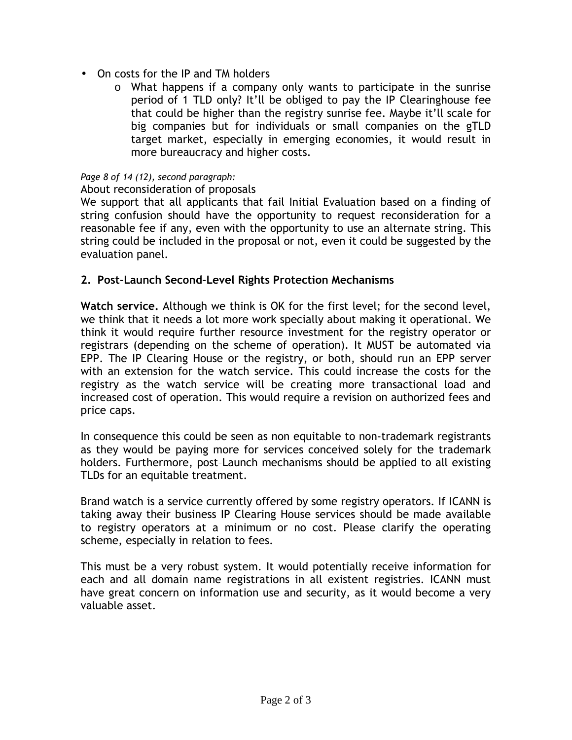- On costs for the IP and TM holders
    - o What happens if a company only wants to participate in the sunrise period of 1 TLD only? It'll be obliged to pay the IP Clearinghouse fee that could be higher than the registry sunrise fee. Maybe it'll scale for big companies but for individuals or small companies on the gTLD target market, especially in emerging economies, it would result in more bureaucracy and higher costs.

*Page 8 of 14 (12), second paragraph:*

About reconsideration of proposals

We support that all applicants that fail Initial Evaluation based on a finding of string confusion should have the opportunity to request reconsideration for a reasonable fee if any, even with the opportunity to use an alternate string. This string could be included in the proposal or not, even it could be suggested by the evaluation panel.

## 2. Post-Launch Second-Level Rights Protection Mechanisms

**Watch service.** Although we think is OK for the first level; for the second level, we think that it needs a lot more work specially about making it operational. We think it would require further resource investment for the registry operator or registrars (depending on the scheme of operation). It MUST be automated via EPP. The IP Clearing House or the registry, or both, should run an EPP server with an extension for the watch service. This could increase the costs for the registry as the watch service will be creating more transactional load and increased cost of operation. This would require a revision on authorized fees and price caps.

In consequence this could be seen as non equitable to non-trademark registrants as they would be paying more for services conceived solely for the trademark holders. Furthermore, post-Launch mechanisms should be applied to all existing TLDs for an equitable treatment.

Brand watch is a service currently offered by some registry operators. If ICANN is taking away their business IP Clearing House services should be made available to registry operators at a minimum or no cost. Please clarify the operating scheme, especially in relation to fees.

This must be a very robust system. It would potentially receive information for each and all domain name registrations in all existent registries. ICANN must have great concern on information use and security, as it would become a very valuable asset.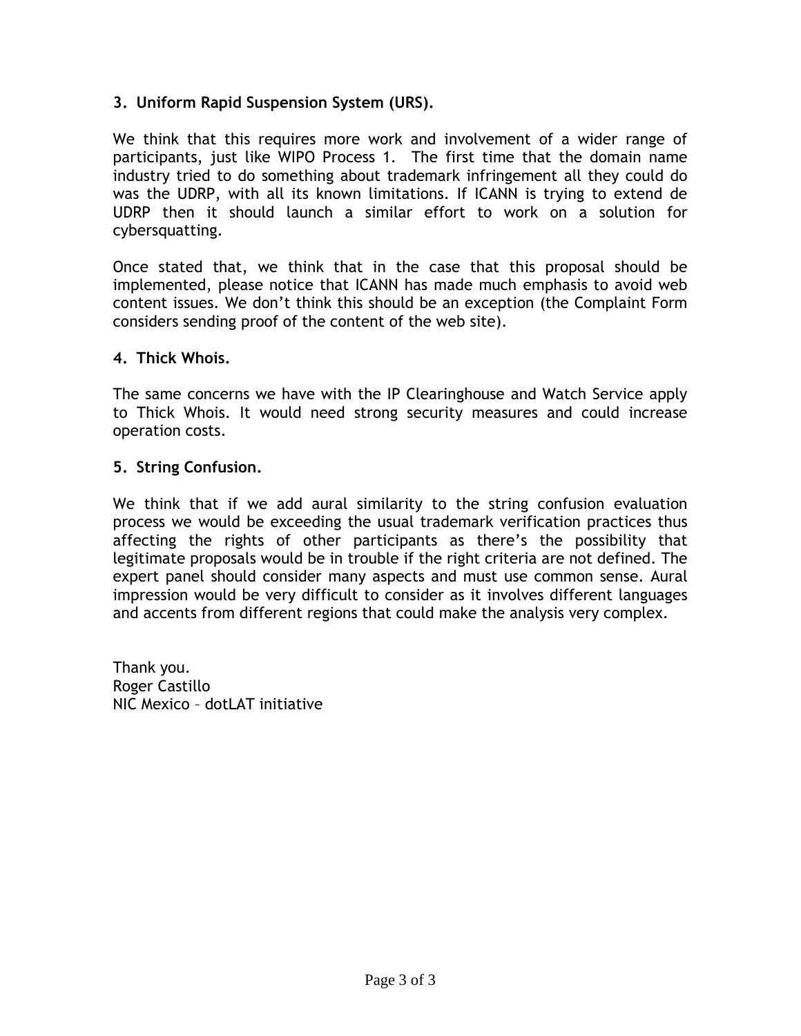## 3. Uniform Rapid Suspension System (URS).

We think that this requires more work and involvement of a wider range of participants, just like WIPO Process 1. The first time that the domain name industry tried to do something about trademark infringement all they could do was the UDRP, with all its known limitations. If ICANN is trying to extend de UDRP then it should launch a similar effort to work on a solution for cybersquatting.

Once stated that, we think that in the case that this proposal should be implemented, please notice that ICANN has made much emphasis to avoid web content issues. We don't think this should be an exception (the Complaint Form considers sending proof of the content of the web site).

## 4. Thick Whois.

The same concerns we have with the IP Clearinghouse and Watch Service apply to Thick Whois. It would need strong security measures and could increase operation costs.

## 5. String Confusion.

We think that if we add aural similarity to the string confusion evaluation process we would be exceeding the usual trademark verification practices thus affecting the rights of other participants as there's the possibility that legitimate proposals would be in trouble if the right criteria are not defined. The expert panel should consider many aspects and must use common sense. Aural impression would be very difficult to consider as it involves different languages and accents from different regions that could make the analysis very complex.

Thank you.
Roger Castillo
NIC Mexico – dotLAT initiative